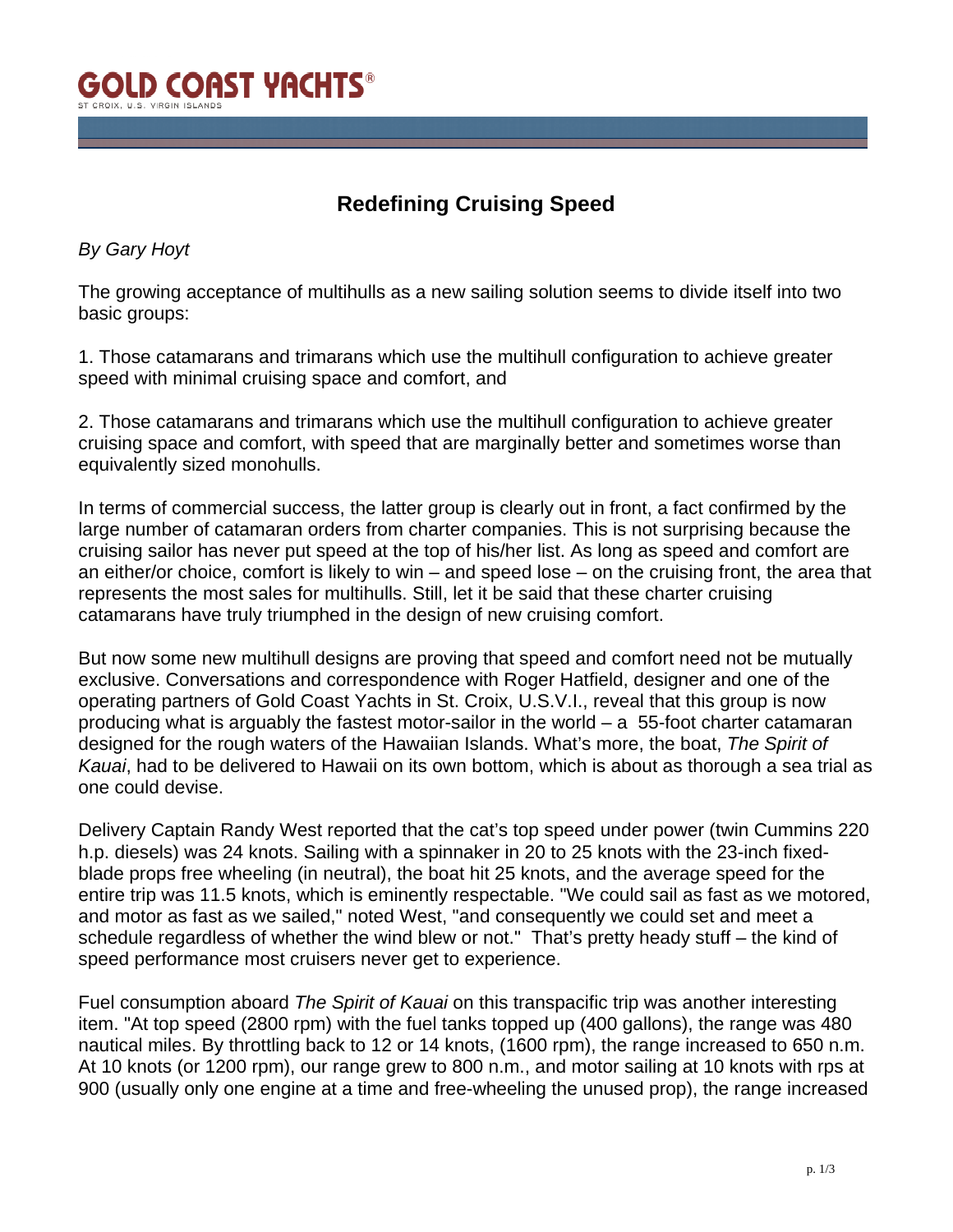# GOLD COAST YACHTS®

ST CROIX, U.S. VIRGIN ISLANDS

## Redefining Cruising Speed

*By Gary Hoyt*

The growing acceptance of multihulls as a new sailing solution seems to divide itself into two basic groups:

1. Those catamarans and trimarans which use the multihull configuration to achieve greater speed with minimal cruising space and comfort, and

2. Those catamarans and trimarans which use the multihull configuration to achieve greater cruising space and comfort, with speed that are marginally better and sometimes worse than equivalently sized monohulls.

In terms of commercial success, the latter group is clearly out in front, a fact confirmed by the large number of catamaran orders from charter companies. This is not surprising because the cruising sailor has never put speed at the top of his/her list. As long as speed and comfort are an either/or choice, comfort is likely to win – and speed lose – on the cruising front, the area that represents the most sales for multihulls. Still, let it be said that these charter cruising catamarans have truly triumphed in the design of new cruising comfort.

But now some new multihull designs are proving that speed and comfort need not be mutually exclusive. Conversations and correspondence with Roger Hatfield, designer and one of the operating partners of Gold Coast Yachts in St. Croix, U.S.V.I., reveal that this group is now producing what is arguably the fastest motor-sailor in the world – a 55-foot charter catamaran designed for the rough waters of the Hawaiian Islands. What's more, the boat, *The Spirit of Kauai*, had to be delivered to Hawaii on its own bottom, which is about as thorough a sea trial as one could devise.

Delivery Captain Randy West reported that the cat's top speed under power (twin Cummins 220 h.p. diesels) was 24 knots. Sailing with a spinnaker in 20 to 25 knots with the 23-inch fixed-blade props free wheeling (in neutral), the boat hit 25 knots, and the average speed for the entire trip was 11.5 knots, which is eminently respectable. "We could sail as fast as we motored, and motor as fast as we sailed," noted West, "and consequently we could set and meet a schedule regardless of whether the wind blew or not." That's pretty heady stuff – the kind of speed performance most cruisers never get to experience.

Fuel consumption aboard *The Spirit of Kauai* on this transpacific trip was another interesting item. "At top speed (2800 rpm) with the fuel tanks topped up (400 gallons), the range was 480 nautical miles. By throttling back to 12 or 14 knots, (1600 rpm), the range increased to 650 n.m. At 10 knots (or 1200 rpm), our range grew to 800 n.m., and motor sailing at 10 knots with rps at 900 (usually only one engine at a time and free-wheeling the unused prop), the range increased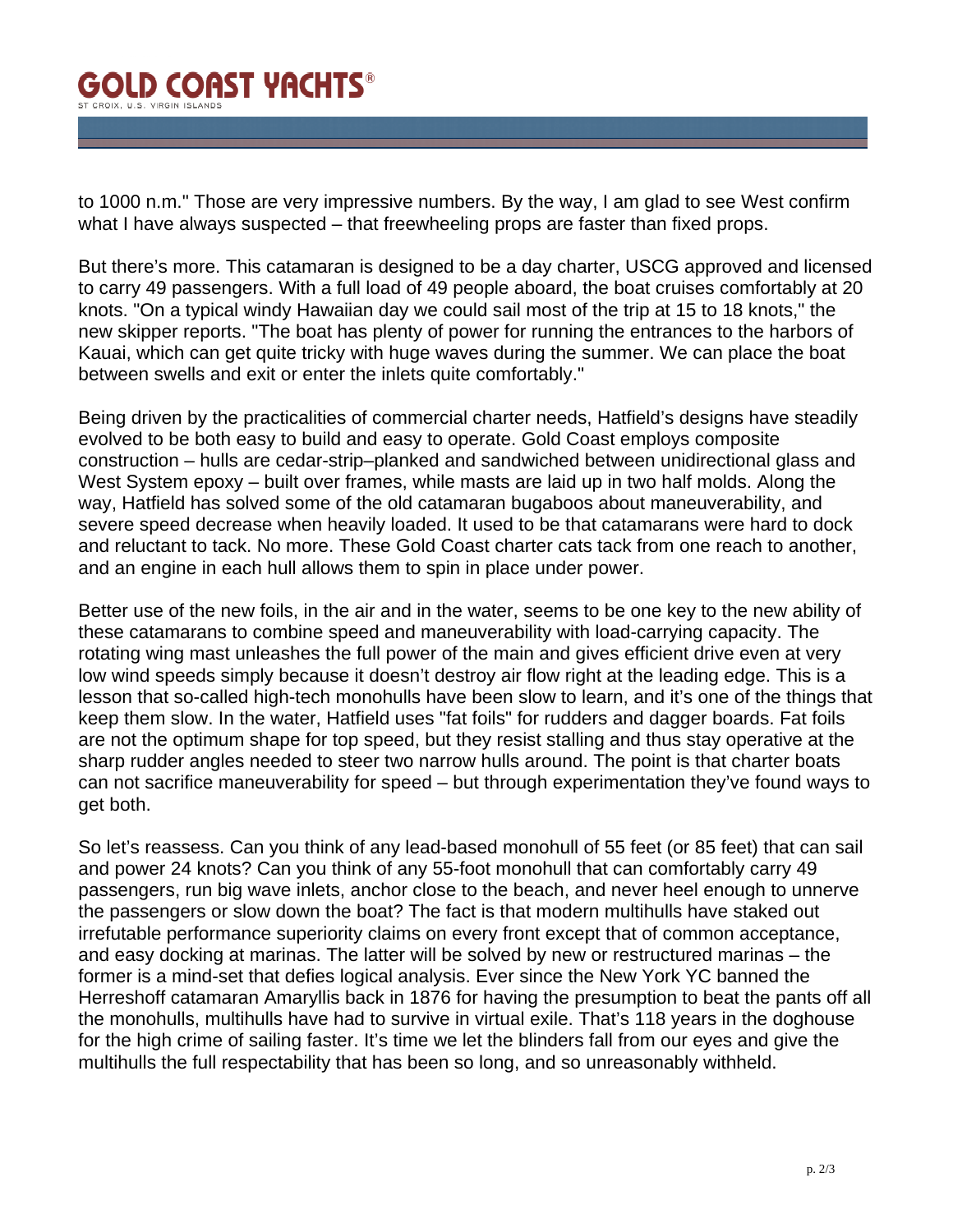to 1000 n.m." Those are very impressive numbers. By the way, I am glad to see West confirm what I have always suspected – that freewheeling props are faster than fixed props.

But there's more. This catamaran is designed to be a day charter, USCG approved and licensed to carry 49 passengers. With a full load of 49 people aboard, the boat cruises comfortably at 20 knots. "On a typical windy Hawaiian day we could sail most of the trip at 15 to 18 knots," the new skipper reports. "The boat has plenty of power for running the entrances to the harbors of Kauai, which can get quite tricky with huge waves during the summer. We can place the boat between swells and exit or enter the inlets quite comfortably."

Being driven by the practicalities of commercial charter needs, Hatfield's designs have steadily evolved to be both easy to build and easy to operate. Gold Coast employs composite construction – hulls are cedar-strip–planked and sandwiched between unidirectional glass and West System epoxy – built over frames, while masts are laid up in two half molds. Along the way, Hatfield has solved some of the old catamaran bugaboos about maneuverability, and severe speed decrease when heavily loaded. It used to be that catamarans were hard to dock and reluctant to tack. No more. These Gold Coast charter cats tack from one reach to another, and an engine in each hull allows them to spin in place under power.

Better use of the new foils, in the air and in the water, seems to be one key to the new ability of these catamarans to combine speed and maneuverability with load-carrying capacity. The rotating wing mast unleashes the full power of the main and gives efficient drive even at very low wind speeds simply because it doesn't destroy air flow right at the leading edge. This is a lesson that so-called high-tech monohulls have been slow to learn, and it's one of the things that keep them slow. In the water, Hatfield uses "fat foils" for rudders and dagger boards. Fat foils are not the optimum shape for top speed, but they resist stalling and thus stay operative at the sharp rudder angles needed to steer two narrow hulls around. The point is that charter boats can not sacrifice maneuverability for speed – but through experimentation they've found ways to get both.

So let's reassess. Can you think of any lead-based monohull of 55 feet (or 85 feet) that can sail and power 24 knots? Can you think of any 55-foot monohull that can comfortably carry 49 passengers, run big wave inlets, anchor close to the beach, and never heel enough to unnerve the passengers or slow down the boat? The fact is that modern multihulls have staked out irrefutable performance superiority claims on every front except that of common acceptance, and easy docking at marinas. The latter will be solved by new or restructured marinas – the former is a mind-set that defies logical analysis. Ever since the New York YC banned the Herreshoff catamaran Amaryllis back in 1876 for having the presumption to beat the pants off all the monohulls, multihulls have had to survive in virtual exile. That's 118 years in the doghouse for the high crime of sailing faster. It's time we let the blinders fall from our eyes and give the multihulls the full respectability that has been so long, and so unreasonably withheld.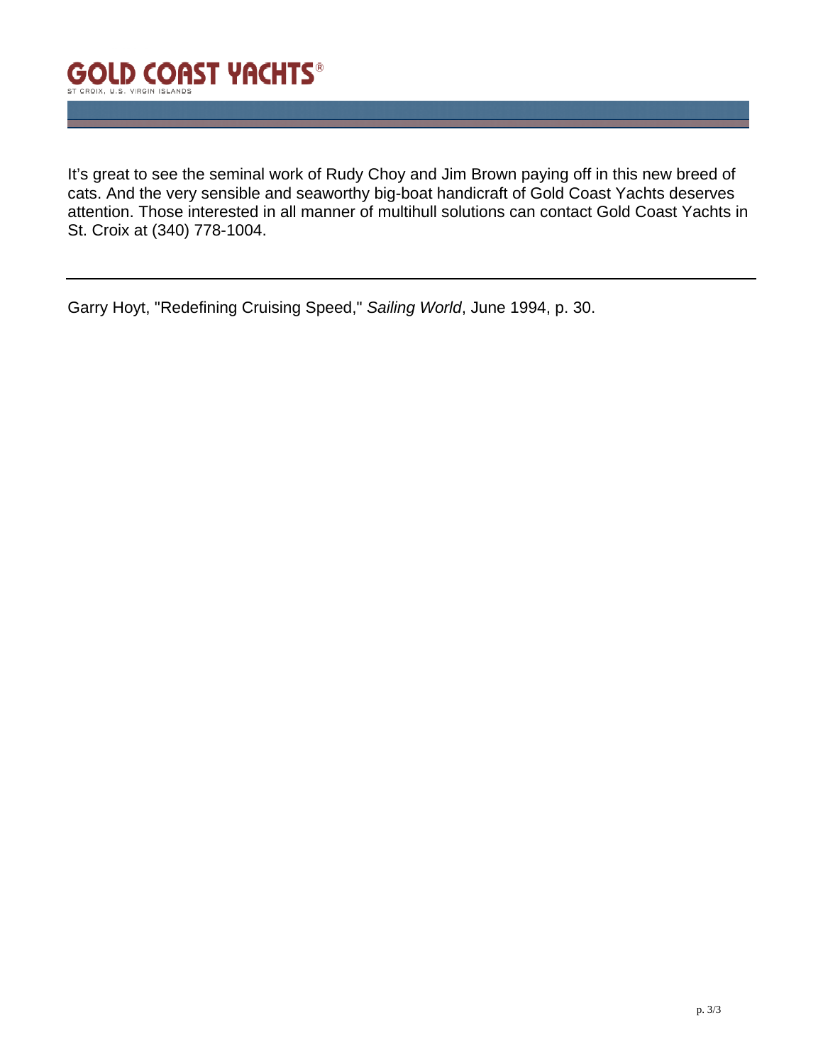It's great to see the seminal work of Rudy Choy and Jim Brown paying off in this new breed of cats. And the very sensible and seaworthy big-boat handicraft of Gold Coast Yachts deserves attention. Those interested in all manner of multihull solutions can contact Gold Coast Yachts in St. Croix at (340) 778-1004.

---

Garry Hoyt, "Redefining Cruising Speed," *Sailing World*, June 1994, p. 30.